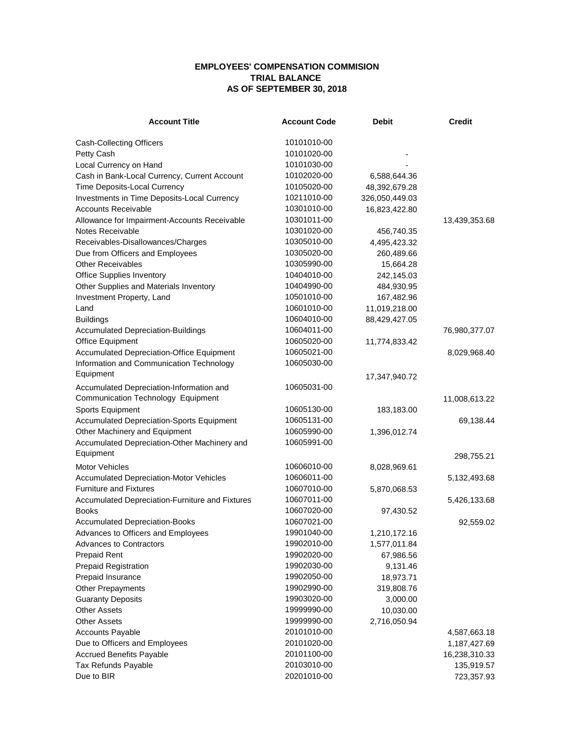**EMPLOYEES' COMPENSATION COMMISION**
**TRIAL BALANCE**
**AS OF SEPTEMBER 30, 2018**

| Account Title | Account Code | Debit | Credit |
|---|---|---|---|
| Cash-Collecting Officers | 10101010-00 | | |
| Petty Cash | 10101020-00 | - | |
| Local Currency on Hand | 10101030-00 | - | |
| Cash in Bank-Local Currency, Current Account | 10102020-00 | 6,588,644.36 | |
| Time Deposits-Local Currency | 10105020-00 | 48,392,679.28 | |
| Investments in Time Deposits-Local Currency | 10211010-00 | 326,050,449.03 | |
| Accounts Receivable | 10301010-00 | 16,823,422.80 | |
| Allowance for Impairment-Accounts Receivable | 10301011-00 | | 13,439,353.68 |
| Notes Receivable | 10301020-00 | 456,740.35 | |
| Receivables-Disallowances/Charges | 10305010-00 | 4,495,423.32 | |
| Due from Officers and Employees | 10305020-00 | 260,489.66 | |
| Other Receivables | 10305990-00 | 15,664.28 | |
| Office Supplies Inventory | 10404010-00 | 242,145.03 | |
| Other Supplies and Materials Inventory | 10404990-00 | 484,930.95 | |
| Investment Property, Land | 10501010-00 | 167,482.96 | |
| Land | 10601010-00 | 11,019,218.00 | |
| Buildings | 10604010-00 | 88,429,427.05 | |
| Accumulated Depreciation-Buildings | 10604011-00 | | 76,980,377.07 |
| Office Equipment | 10605020-00 | 11,774,833.42 | |
| Accumulated Depreciation-Office Equipment | 10605021-00 | | 8,029,968.40 |
| Information and Communication Technology Equipment | 10605030-00 | 17,347,940.72 | |
| Accumulated Depreciation-Information and Communication Technology Equipment | 10605031-00 | | 11,008,613.22 |
| Sports Equipment | 10605130-00 | 183,183.00 | |
| Accumulated Depreciation-Sports Equipment | 10605131-00 | | 69,138.44 |
| Other Machinery and Equipment | 10605990-00 | 1,396,012.74 | |
| Accumulated Depreciation-Other Machinery and Equipment | 10605991-00 | | 298,755.21 |
| Motor Vehicles | 10606010-00 | 8,028,969.61 | |
| Accumulated Depreciation-Motor Vehicles | 10606011-00 | | 5,132,493.68 |
| Furniture and Fixtures | 10607010-00 | 5,870,068.53 | |
| Accumulated Depreciation-Furniture and Fixtures | 10607011-00 | | 5,426,133.68 |
| Books | 10607020-00 | 97,430.52 | |
| Accumulated Depreciation-Books | 10607021-00 | | 92,559.02 |
| Advances to Officers and Employees | 19901040-00 | 1,210,172.16 | |
| Advances to Contractors | 19902010-00 | 1,577,011.84 | |
| Prepaid Rent | 19902020-00 | 67,986.56 | |
| Prepaid Registration | 19902030-00 | 9,131.46 | |
| Prepaid Insurance | 19902050-00 | 18,973.71 | |
| Other Prepayments | 19902990-00 | 319,808.76 | |
| Guaranty Deposits | 19903020-00 | 3,000.00 | |
| Other Assets | 19999990-00 | 10,030.00 | |
| Other Assets | 19999990-00 | 2,716,050.94 | |
| Accounts Payable | 20101010-00 | | 4,587,663.18 |
| Due to Officers and Employees | 20101020-00 | | 1,187,427.69 |
| Accrued Benefits Payable | 20101100-00 | | 16,238,310.33 |
| Tax Refunds Payable | 20103010-00 | | 135,919.57 |
| Due to BIR | 20201010-00 | | 723,357.93 |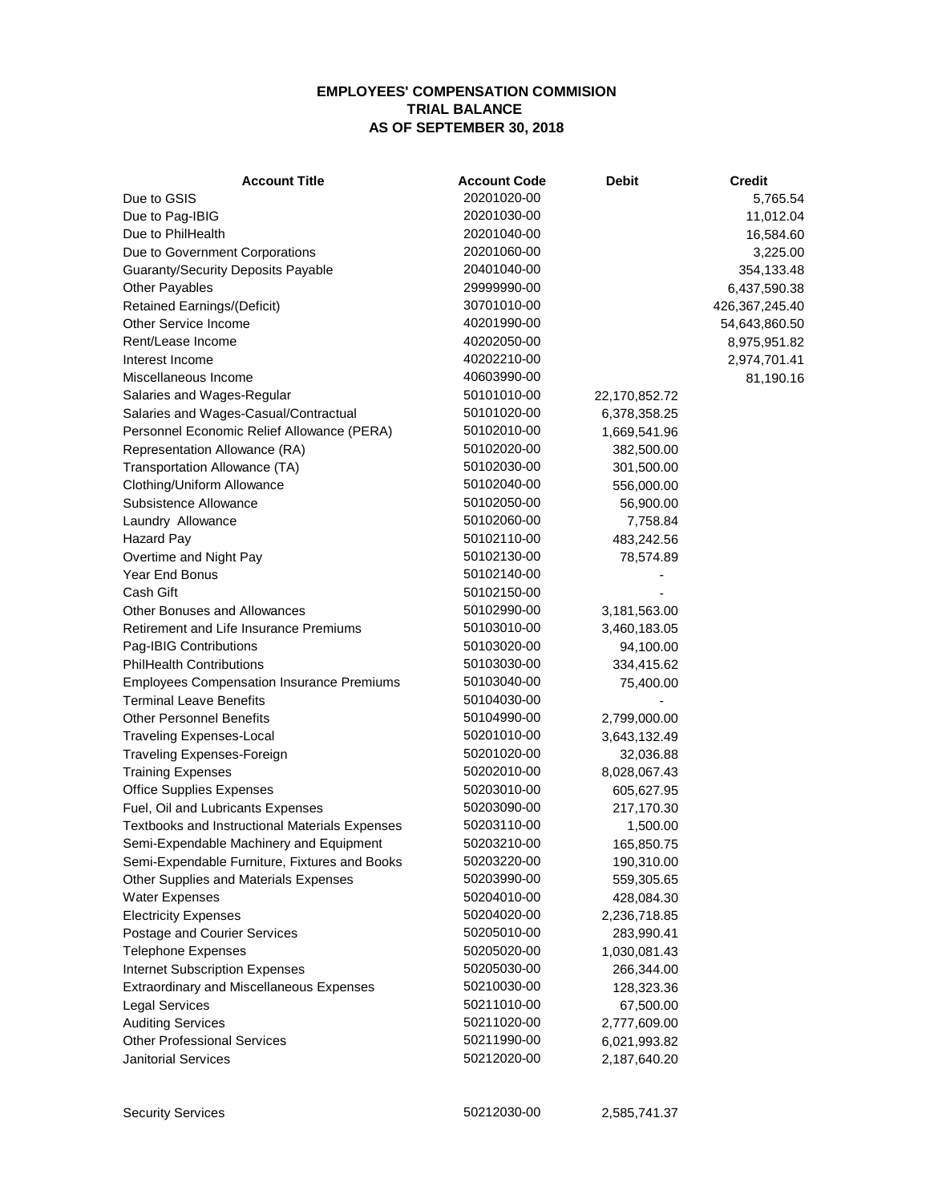**EMPLOYEES' COMPENSATION COMMISION**
**TRIAL BALANCE**
**AS OF SEPTEMBER 30, 2018**

| Account Title | Account Code | Debit | Credit |
|---|---|---|---|
| Due to GSIS | 20201020-00 | | 5,765.54 |
| Due to Pag-IBIG | 20201030-00 | | 11,012.04 |
| Due to PhilHealth | 20201040-00 | | 16,584.60 |
| Due to Government Corporations | 20201060-00 | | 3,225.00 |
| Guaranty/Security Deposits Payable | 20401040-00 | | 354,133.48 |
| Other Payables | 29999990-00 | | 6,437,590.38 |
| Retained Earnings/(Deficit) | 30701010-00 | | 426,367,245.40 |
| Other Service Income | 40201990-00 | | 54,643,860.50 |
| Rent/Lease Income | 40202050-00 | | 8,975,951.82 |
| Interest Income | 40202210-00 | | 2,974,701.41 |
| Miscellaneous Income | 40603990-00 | | 81,190.16 |
| Salaries and Wages-Regular | 50101010-00 | 22,170,852.72 | |
| Salaries and Wages-Casual/Contractual | 50101020-00 | 6,378,358.25 | |
| Personnel Economic Relief Allowance (PERA) | 50102010-00 | 1,669,541.96 | |
| Representation Allowance (RA) | 50102020-00 | 382,500.00 | |
| Transportation Allowance (TA) | 50102030-00 | 301,500.00 | |
| Clothing/Uniform Allowance | 50102040-00 | 556,000.00 | |
| Subsistence Allowance | 50102050-00 | 56,900.00 | |
| Laundry Allowance | 50102060-00 | 7,758.84 | |
| Hazard Pay | 50102110-00 | 483,242.56 | |
| Overtime and Night Pay | 50102130-00 | 78,574.89 | |
| Year End Bonus | 50102140-00 | - | |
| Cash Gift | 50102150-00 | - | |
| Other Bonuses and Allowances | 50102990-00 | 3,181,563.00 | |
| Retirement and Life Insurance Premiums | 50103010-00 | 3,460,183.05 | |
| Pag-IBIG Contributions | 50103020-00 | 94,100.00 | |
| PhilHealth Contributions | 50103030-00 | 334,415.62 | |
| Employees Compensation Insurance Premiums | 50103040-00 | 75,400.00 | |
| Terminal Leave Benefits | 50104030-00 | - | |
| Other Personnel Benefits | 50104990-00 | 2,799,000.00 | |
| Traveling Expenses-Local | 50201010-00 | 3,643,132.49 | |
| Traveling Expenses-Foreign | 50201020-00 | 32,036.88 | |
| Training Expenses | 50202010-00 | 8,028,067.43 | |
| Office Supplies Expenses | 50203010-00 | 605,627.95 | |
| Fuel, Oil and Lubricants Expenses | 50203090-00 | 217,170.30 | |
| Textbooks and Instructional Materials Expenses | 50203110-00 | 1,500.00 | |
| Semi-Expendable Machinery and Equipment | 50203210-00 | 165,850.75 | |
| Semi-Expendable Furniture, Fixtures and Books | 50203220-00 | 190,310.00 | |
| Other Supplies and Materials Expenses | 50203990-00 | 559,305.65 | |
| Water Expenses | 50204010-00 | 428,084.30 | |
| Electricity Expenses | 50204020-00 | 2,236,718.85 | |
| Postage and Courier Services | 50205010-00 | 283,990.41 | |
| Telephone Expenses | 50205020-00 | 1,030,081.43 | |
| Internet Subscription Expenses | 50205030-00 | 266,344.00 | |
| Extraordinary and Miscellaneous Expenses | 50210030-00 | 128,323.36 | |
| Legal Services | 50211010-00 | 67,500.00 | |
| Auditing Services | 50211020-00 | 2,777,609.00 | |
| Other Professional Services | 50211990-00 | 6,021,993.82 | |
| Janitorial Services | 50212020-00 | 2,187,640.20 | |
| Security Services | 50212030-00 | 2,585,741.37 | |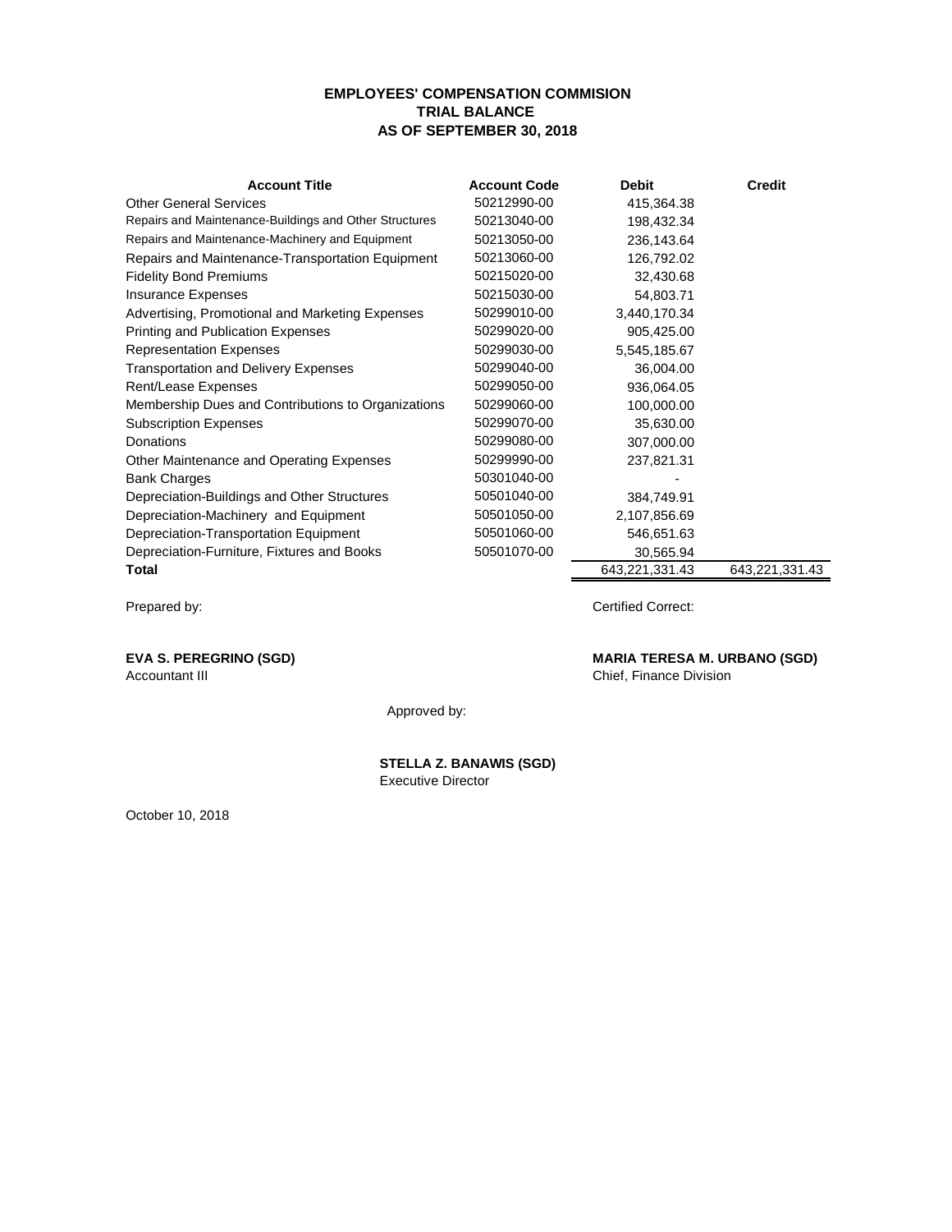**EMPLOYEES' COMPENSATION COMMISION**
**TRIAL BALANCE**
**AS OF SEPTEMBER 30, 2018**

| Account Title | Account Code | Debit | Credit |
|---|---|---|---|
| Other General Services | 50212990-00 | 415,364.38 | |
| Repairs and Maintenance-Buildings and Other Structures | 50213040-00 | 198,432.34 | |
| Repairs and Maintenance-Machinery and Equipment | 50213050-00 | 236,143.64 | |
| Repairs and Maintenance-Transportation Equipment | 50213060-00 | 126,792.02 | |
| Fidelity Bond Premiums | 50215020-00 | 32,430.68 | |
| Insurance Expenses | 50215030-00 | 54,803.71 | |
| Advertising, Promotional and Marketing Expenses | 50299010-00 | 3,440,170.34 | |
| Printing and Publication Expenses | 50299020-00 | 905,425.00 | |
| Representation Expenses | 50299030-00 | 5,545,185.67 | |
| Transportation and Delivery Expenses | 50299040-00 | 36,004.00 | |
| Rent/Lease Expenses | 50299050-00 | 936,064.05 | |
| Membership Dues and Contributions to Organizations | 50299060-00 | 100,000.00 | |
| Subscription Expenses | 50299070-00 | 35,630.00 | |
| Donations | 50299080-00 | 307,000.00 | |
| Other Maintenance and Operating Expenses | 50299990-00 | 237,821.31 | |
| Bank Charges | 50301040-00 | - | |
| Depreciation-Buildings and Other Structures | 50501040-00 | 384,749.91 | |
| Depreciation-Machinery and Equipment | 50501050-00 | 2,107,856.69 | |
| Depreciation-Transportation Equipment | 50501060-00 | 546,651.63 | |
| Depreciation-Furniture, Fixtures and Books | 50501070-00 | 30,565.94 | |
| **Total** | | 643,221,331.43 | 643,221,331.43 |

Prepared by:

**EVA S. PEREGRINO (SGD)**
Accountant III

Certified Correct:

**MARIA TERESA M. URBANO (SGD)**
Chief, Finance Division

Approved by:

**STELLA Z. BANAWIS (SGD)**
Executive Director

October 10, 2018